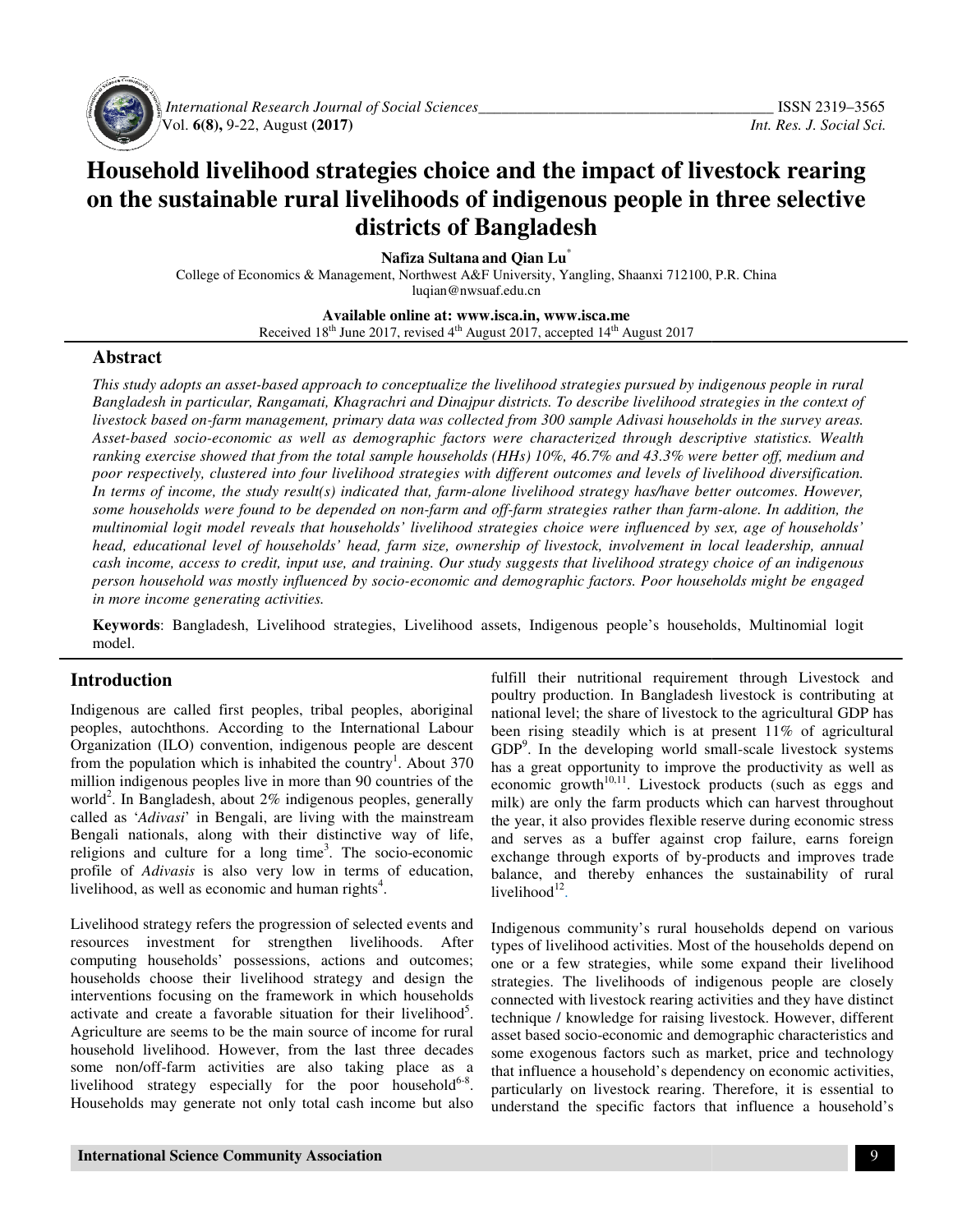# Household livelihood strategies choice and the impact of livestock rearing on the sustainable rural livelihoods of indigenous people in three selective districts of Bangladesh

**Nafiza Sultana and Qian Lu***

College of Economics & Management, Northwest A&F University, Yangling, Shaanxi 712100, P.R. China
luqian@nwsuaf.edu.cn

**Available online at: www.isca.in, www.isca.me**
Received 18th June 2017, revised 4th August 2017, accepted 14th August 2017

## Abstract

*This study adopts an asset-based approach to conceptualize the livelihood strategies pursued by indigenous people in rural Bangladesh in particular, Rangamati, Khagrachri and Dinajpur districts. To describe livelihood strategies in the context of livestock based on-farm management, primary data was collected from 300 sample Adivasi households in the survey areas. Asset-based socio-economic as well as demographic factors were characterized through descriptive statistics. Wealth ranking exercise showed that from the total sample households (HHs) 10%, 46.7% and 43.3% were better off, medium and poor respectively, clustered into four livelihood strategies with different outcomes and levels of livelihood diversification. In terms of income, the study result(s) indicated that, farm-alone livelihood strategy has/have better outcomes. However, some households were found to be depended on non-farm and off-farm strategies rather than farm-alone. In addition, the multinomial logit model reveals that households' livelihood strategies choice were influenced by sex, age of households' head, educational level of households' head, farm size, ownership of livestock, involvement in local leadership, annual cash income, access to credit, input use, and training. Our study suggests that livelihood strategy choice of an indigenous person household was mostly influenced by socio-economic and demographic factors. Poor households might be engaged in more income generating activities.*

**Keywords**: Bangladesh, Livelihood strategies, Livelihood assets, Indigenous people's households, Multinomial logit model.

## Introduction

Indigenous are called first peoples, tribal peoples, aboriginal peoples, autochthons. According to the International Labour Organization (ILO) convention, indigenous people are descent from the population which is inhabited the country[1]. About 370 million indigenous peoples live in more than 90 countries of the world[2]. In Bangladesh, about 2% indigenous peoples, generally called as '*Adivasi*' in Bengali, are living with the mainstream Bengali nationals, along with their distinctive way of life, religions and culture for a long time[3]. The socio-economic profile of *Adivasis* is also very low in terms of education, livelihood, as well as economic and human rights[4].

Livelihood strategy refers the progression of selected events and resources investment for strengthen livelihoods. After computing households' possessions, actions and outcomes; households choose their livelihood strategy and design the interventions focusing on the framework in which households activate and create a favorable situation for their livelihood[5]. Agriculture are seems to be the main source of income for rural household livelihood. However, from the last three decades some non/off-farm activities are also taking place as a livelihood strategy especially for the poor household[6-8]. Households may generate not only total cash income but also fulfill their nutritional requirement through Livestock and poultry production. In Bangladesh livestock is contributing at national level; the share of livestock to the agricultural GDP has been rising steadily which is at present 11% of agricultural GDP[9]. In the developing world small-scale livestock systems has a great opportunity to improve the productivity as well as economic growth[10,11]. Livestock products (such as eggs and milk) are only the farm products which can harvest throughout the year, it also provides flexible reserve during economic stress and serves as a buffer against crop failure, earns foreign exchange through exports of by-products and improves trade balance, and thereby enhances the sustainability of rural livelihood[12].

Indigenous community's rural households depend on various types of livelihood activities. Most of the households depend on one or a few strategies, while some expand their livelihood strategies. The livelihoods of indigenous people are closely connected with livestock rearing activities and they have distinct technique / knowledge for raising livestock. However, different asset based socio-economic and demographic characteristics and some exogenous factors such as market, price and technology that influence a household's dependency on economic activities, particularly on livestock rearing. Therefore, it is essential to understand the specific factors that influence a household's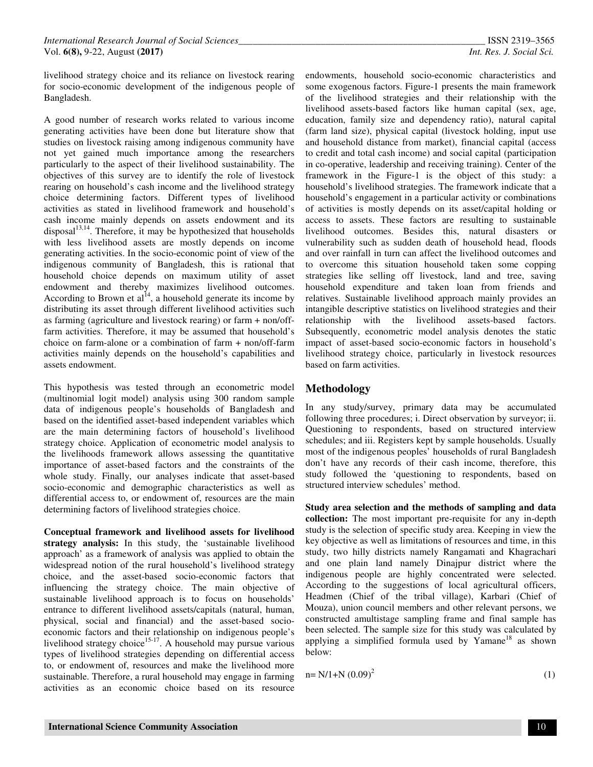livelihood strategy choice and its reliance on livestock rearing for socio-economic development of the indigenous people of Bangladesh.

A good number of research works related to various income generating activities have been done but literature show that studies on livestock raising among indigenous community have not yet gained much importance among the researchers particularly to the aspect of their livelihood sustainability. The objectives of this survey are to identify the role of livestock rearing on household's cash income and the livelihood strategy choice determining factors. Different types of livelihood activities as stated in livelihood framework and household's cash income mainly depends on assets endowment and its disposal[13,14]. Therefore, it may be hypothesized that households with less livelihood assets are mostly depends on income generating activities. In the socio-economic point of view of the indigenous community of Bangladesh, this is rational that household choice depends on maximum utility of asset endowment and thereby maximizes livelihood outcomes. According to Brown et al[14], a household generate its income by distributing its asset through different livelihood activities such as farming (agriculture and livestock rearing) or farm + non/off-farm activities. Therefore, it may be assumed that household's choice on farm-alone or a combination of farm + non/off-farm activities mainly depends on the household's capabilities and assets endowment.

This hypothesis was tested through an econometric model (multinomial logit model) analysis using 300 random sample data of indigenous people's households of Bangladesh and based on the identified asset-based independent variables which are the main determining factors of household's livelihood strategy choice. Application of econometric model analysis to the livelihoods framework allows assessing the quantitative importance of asset-based factors and the constraints of the whole study. Finally, our analyses indicate that asset-based socio-economic and demographic characteristics as well as differential access to, or endowment of, resources are the main determining factors of livelihood strategies choice.

**Conceptual framework and livelihood assets for livelihood strategy analysis:** In this study, the 'sustainable livelihood approach' as a framework of analysis was applied to obtain the widespread notion of the rural household's livelihood strategy choice, and the asset-based socio-economic factors that influencing the strategy choice. The main objective of sustainable livelihood approach is to focus on households' entrance to different livelihood assets/capitals (natural, human, physical, social and financial) and the asset-based socio-economic factors and their relationship on indigenous people's livelihood strategy choice[15-17]. A household may pursue various types of livelihood strategies depending on differential access to, or endowment of, resources and make the livelihood more sustainable. Therefore, a rural household may engage in farming activities as an economic choice based on its resource endowments, household socio-economic characteristics and some exogenous factors. Figure-1 presents the main framework of the livelihood strategies and their relationship with the livelihood assets-based factors like human capital (sex, age, education, family size and dependency ratio), natural capital (farm land size), physical capital (livestock holding, input use and household distance from market), financial capital (access to credit and total cash income) and social capital (participation in co-operative, leadership and receiving training). Center of the framework in the Figure-1 is the object of this study: a household's livelihood strategies. The framework indicate that a household's engagement in a particular activity or combinations of activities is mostly depends on its asset/capital holding or access to assets. These factors are resulting to sustainable livelihood outcomes. Besides this, natural disasters or vulnerability such as sudden death of household head, floods and over rainfall in turn can affect the livelihood outcomes and to overcome this situation household taken some copping strategies like selling off livestock, land and tree, saving household expenditure and taken loan from friends and relatives. Sustainable livelihood approach mainly provides an intangible descriptive statistics on livelihood strategies and their relationship with the livelihood assets-based factors. Subsequently, econometric model analysis denotes the static impact of asset-based socio-economic factors in household's livelihood strategy choice, particularly in livestock resources based on farm activities.

## Methodology

In any study/survey, primary data may be accumulated following three procedures; i. Direct observation by surveyor; ii. Questioning to respondents, based on structured interview schedules; and iii. Registers kept by sample households. Usually most of the indigenous peoples' households of rural Bangladesh don't have any records of their cash income, therefore, this study followed the 'questioning to respondents, based on structured interview schedules' method.

**Study area selection and the methods of sampling and data collection:** The most important pre-requisite for any in-depth study is the selection of specific study area. Keeping in view the key objective as well as limitations of resources and time, in this study, two hilly districts namely Rangamati and Khagrachari and one plain land namely Dinajpur district where the indigenous people are highly concentrated were selected. According to the suggestions of local agricultural officers, Headmen (Chief of the tribal village), Karbari (Chief of Mouza), union council members and other relevant persons, we constructed amultistage sampling frame and final sample has been selected. The sample size for this study was calculated by applying a simplified formula used by Yamane[18] as shown below:

$$n = N/1+N\,(0.09)^2 \quad (1)$$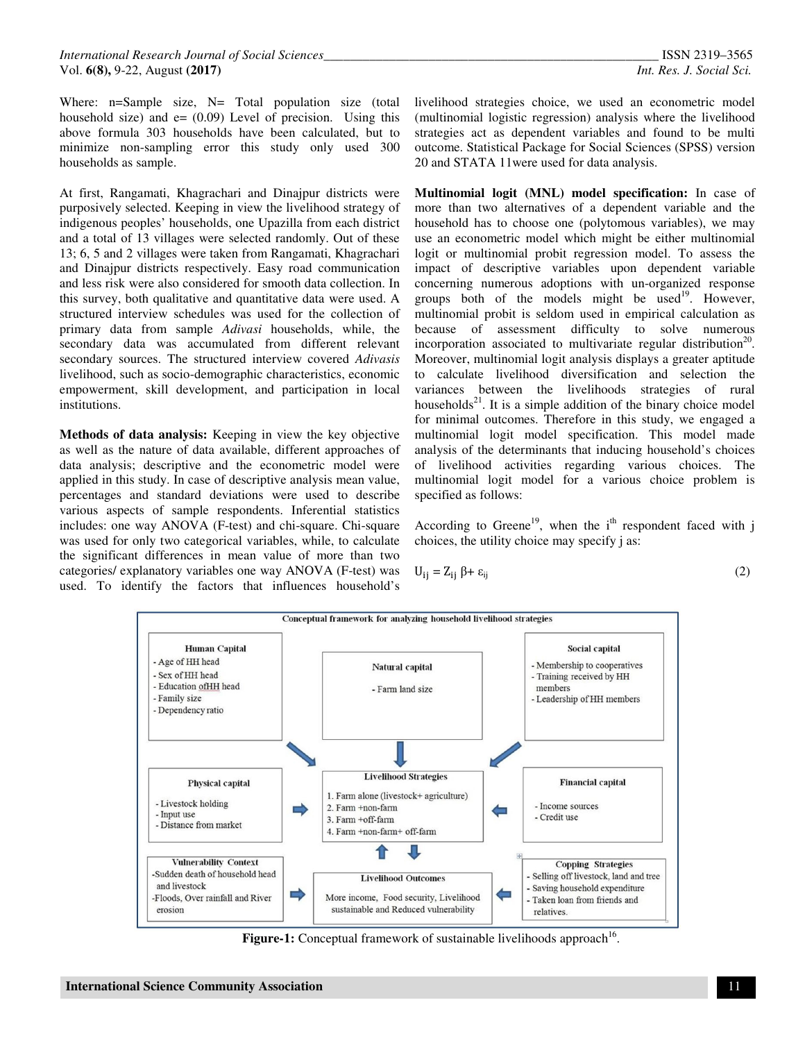Where: n=Sample size, N= Total population size (total household size) and e= (0.09) Level of precision. Using this above formula 303 households have been calculated, but to minimize non-sampling error this study only used 300 households as sample.

At first, Rangamati, Khagrachari and Dinajpur districts were purposively selected. Keeping in view the livelihood strategy of indigenous peoples' households, one Upazilla from each district and a total of 13 villages were selected randomly. Out of these 13; 6, 5 and 2 villages were taken from Rangamati, Khagrachari and Dinajpur districts respectively. Easy road communication and less risk were also considered for smooth data collection. In this survey, both qualitative and quantitative data were used. A structured interview schedules was used for the collection of primary data from sample *Adivasi* households, while, the secondary data was accumulated from different relevant secondary sources. The structured interview covered *Adivasis* livelihood, such as socio-demographic characteristics, economic empowerment, skill development, and participation in local institutions.

**Methods of data analysis:** Keeping in view the key objective as well as the nature of data available, different approaches of data analysis; descriptive and the econometric model were applied in this study. In case of descriptive analysis mean value, percentages and standard deviations were used to describe various aspects of sample respondents. Inferential statistics includes: one way ANOVA (F-test) and chi-square. Chi-square was used for only two categorical variables, while, to calculate the significant differences in mean value of more than two categories/ explanatory variables one way ANOVA (F-test) was used. To identify the factors that influences household's livelihood strategies choice, we used an econometric model (multinomial logistic regression) analysis where the livelihood strategies act as dependent variables and found to be multi outcome. Statistical Package for Social Sciences (SPSS) version 20 and STATA 11were used for data analysis.

**Multinomial logit (MNL) model specification:** In case of more than two alternatives of a dependent variable and the household has to choose one (polytomous variables), we may use an econometric model which might be either multinomial logit or multinomial probit regression model. To assess the impact of descriptive variables upon dependent variable concerning numerous adoptions with un-organized response groups both of the models might be used[19]. However, multinomial probit is seldom used in empirical calculation as because of assessment difficulty to solve numerous incorporation associated to multivariate regular distribution[20]. Moreover, multinomial logit analysis displays a greater aptitude to calculate livelihood diversification and selection the variances between the livelihoods strategies of rural households[21]. It is a simple addition of the binary choice model for minimal outcomes. Therefore in this study, we engaged a multinomial logit model specification. This model made analysis of the determinants that inducing household's choices of livelihood activities regarding various choices. The multinomial logit model for a various choice problem is specified as follows:

According to Greene[19], when the i[th] respondent faced with j choices, the utility choice may specify j as:

$$U_{ij} = Z_{ij}\ \beta + \varepsilon_{ij} \quad (2)$$

**Conceptual framework for analyzing household livelihood strategies**

**Human Capital**
- Age of HH head
- Sex of HH head
- Education ofHH head
- Family size
- Dependency ratio

**Natural capital**
- Farm land size

**Social capital**
- Membership to cooperatives
- Training received by HH members
- Leadership of HH members

**Physical capital**
- Livestock holding
- Input use
- Distance from market

**Livelihood Strategies**
1. Farm alone (livestock+ agriculture)
2. Farm +non-farm
3. Farm +off-farm
4. Farm +non-farm+ off-farm

**Financial capital**
- Income sources
- Credit use

**Vulnerability Context**
- Sudden death of household head and livestock
- Floods, Over rainfall and River erosion

**Livelihood Outcomes**

More income, Food security, Livelihood sustainable and Reduced vulnerability

**Copping Strategies**
- Selling off livestock, land and tree
- Saving household expenditure
- Taken loan from friends and relatives.

**Figure-1:** Conceptual framework of sustainable livelihoods approach[16].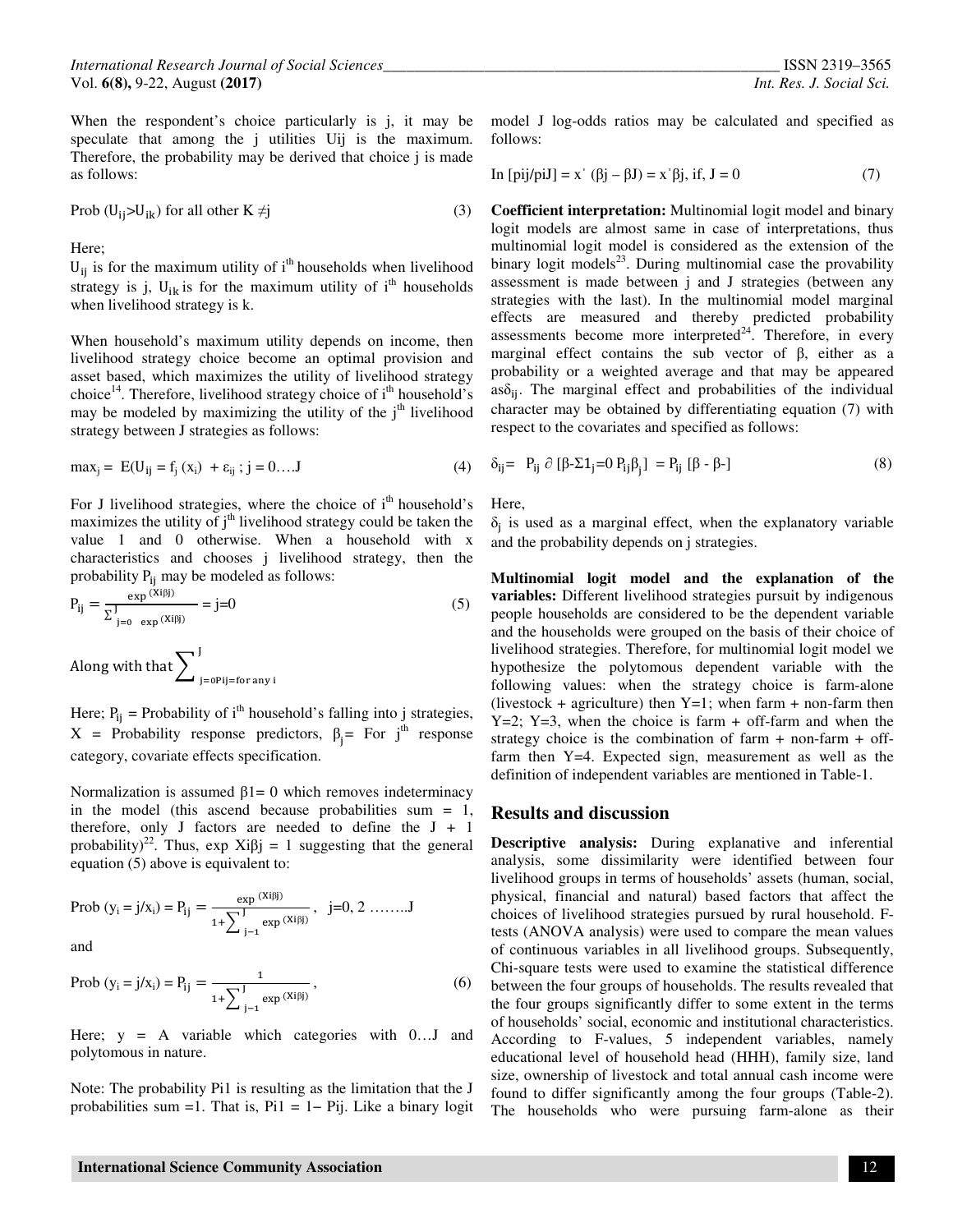When the respondent's choice particularly is j, it may be speculate that among the j utilities Uij is the maximum. Therefore, the probability may be derived that choice j is made as follows:

$$\text{Prob } (U_{ij} > U_{ik}) \text{ for all other } K \neq j \tag{3}$$

Here;

$U_{ij}$ is for the maximum utility of i[th] households when livelihood strategy is j, $U_{ik}$ is for the maximum utility of i[th] households when livelihood strategy is k.

When household's maximum utility depends on income, then livelihood strategy choice become an optimal provision and asset based, which maximizes the utility of livelihood strategy choice[14]. Therefore, livelihood strategy choice of i[th] household's may be modeled by maximizing the utility of the j[th] livelihood strategy between J strategies as follows:

$$\max_j = E(U_{ij} = f_j(x_i) + \varepsilon_{ij} ; j = 0 \ldots J \tag{4}$$

For J livelihood strategies, where the choice of i[th] household's maximizes the utility of j[th] livelihood strategy could be taken the value 1 and 0 otherwise. When a household with x characteristics and chooses j livelihood strategy, then the probability $P_{ij}$ may be modeled as follows:

$$P_{ij} = \frac{\exp^{(Xi\beta j)}}{\sum_{j=0}^{J} \exp^{(Xi\beta j)}} = j{=}0 \tag{5}$$

Along with that $\sum^{J}_{j=0 Pij = for\ any\ i}$

Here; $P_{ij}$ = Probability of i[th] household's falling into j strategies, X = Probability response predictors, $\beta_j$= For j[th] response category, covariate effects specification.

Normalization is assumed β1= 0 which removes indeterminacy in the model (this ascend because probabilities sum = 1, therefore, only J factors are needed to define the J + 1 probability)[22]. Thus, exp Xiβj = 1 suggesting that the general equation (5) above is equivalent to:

$$\text{Prob } (y_i = j/x_i) = P_{ij} = \frac{\exp^{(Xi\beta j)}}{1 + \sum_{j=1}^{J} \exp^{(Xi\beta j)}}, \quad j=0, 2 \ldots\ldots J$$

and

$$\text{Prob } (y_i = j/x_i) = P_{ij} = \frac{1}{1 + \sum_{j=1}^{J} \exp^{(Xi\beta j)}}, \tag{6}$$

Here; y = A variable which categories with 0…J and polytomous in nature.

Note: The probability Pi1 is resulting as the limitation that the J probabilities sum =1. That is, Pi1 = 1− Pij. Like a binary logit model J log-odds ratios may be calculated and specified as follows:

$$\ln [p_{ij}/p_{iJ}] = x'(\beta_j - \beta_J) = x'\beta_j, \text{ if, } J = 0 \tag{7}$$

**Coefficient interpretation:** Multinomial logit model and binary logit models are almost same in case of interpretations, thus multinomial logit model is considered as the extension of the binary logit models[23]. During multinomial case the provability assessment is made between j and J strategies (between any strategies with the last). In the multinomial model marginal effects are measured and thereby predicted probability assessments become more interpreted[24]. Therefore, in every marginal effect contains the sub vector of β, either as a probability or a weighted average and that may be appeared as$\delta_{ij}$. The marginal effect and probabilities of the individual character may be obtained by differentiating equation (7) with respect to the covariates and specified as follows:

$$\delta_{ij} = P_{ij}\ \partial\ [\beta - \Sigma 1_{j=0} P_{ij}\beta_j] = P_{ij}\ [\beta - \beta\text{-}] \tag{8}$$

Here,

$\delta_j$ is used as a marginal effect, when the explanatory variable and the probability depends on j strategies.

**Multinomial logit model and the explanation of the variables:** Different livelihood strategies pursuit by indigenous people households are considered to be the dependent variable and the households were grouped on the basis of their choice of livelihood strategies. Therefore, for multinomial logit model we hypothesize the polytomous dependent variable with the following values: when the strategy choice is farm-alone (livestock + agriculture) then Y=1; when farm + non-farm then Y=2; Y=3, when the choice is farm + off-farm and when the strategy choice is the combination of farm + non-farm + off-farm then Y=4. Expected sign, measurement as well as the definition of independent variables are mentioned in Table-1.

## Results and discussion

**Descriptive analysis:** During explanative and inferential analysis, some dissimilarity were identified between four livelihood groups in terms of households' assets (human, social, physical, financial and natural) based factors that affect the choices of livelihood strategies pursued by rural household. F-tests (ANOVA analysis) were used to compare the mean values of continuous variables in all livelihood groups. Subsequently, Chi-square tests were used to examine the statistical difference between the four groups of households. The results revealed that the four groups significantly differ to some extent in the terms of households' social, economic and institutional characteristics. According to F-values, 5 independent variables, namely educational level of household head (HHH), family size, land size, ownership of livestock and total annual cash income were found to differ significantly among the four groups (Table-2). The households who were pursuing farm-alone as their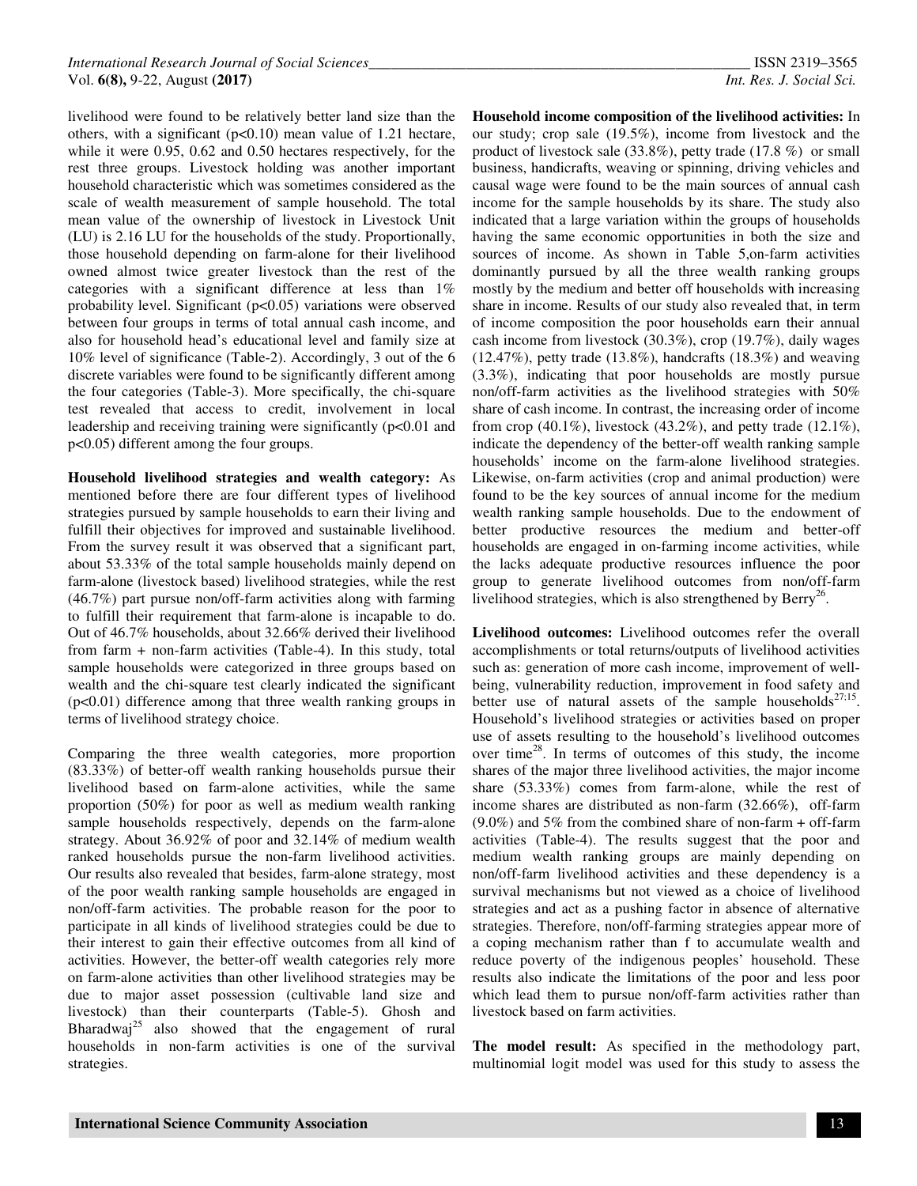livelihood were found to be relatively better land size than the others, with a significant ($p<0.10$) mean value of 1.21 hectare, while it were 0.95, 0.62 and 0.50 hectares respectively, for the rest three groups. Livestock holding was another important household characteristic which was sometimes considered as the scale of wealth measurement of sample household. The total mean value of the ownership of livestock in Livestock Unit (LU) is 2.16 LU for the households of the study. Proportionally, those household depending on farm-alone for their livelihood owned almost twice greater livestock than the rest of the categories with a significant difference at less than 1% probability level. Significant ($p<0.05$) variations were observed between four groups in terms of total annual cash income, and also for household head's educational level and family size at 10% level of significance (Table-2). Accordingly, 3 out of the 6 discrete variables were found to be significantly different among the four categories (Table-3). More specifically, the chi-square test revealed that access to credit, involvement in local leadership and receiving training were significantly ($p<0.01$ and $p<0.05$) different among the four groups.

**Household livelihood strategies and wealth category:** As mentioned before there are four different types of livelihood strategies pursued by sample households to earn their living and fulfill their objectives for improved and sustainable livelihood. From the survey result it was observed that a significant part, about 53.33% of the total sample households mainly depend on farm-alone (livestock based) livelihood strategies, while the rest (46.7%) part pursue non/off-farm activities along with farming to fulfill their requirement that farm-alone is incapable to do. Out of 46.7% households, about 32.66% derived their livelihood from farm + non-farm activities (Table-4). In this study, total sample households were categorized in three groups based on wealth and the chi-square test clearly indicated the significant ($p<0.01$) difference among that three wealth ranking groups in terms of livelihood strategy choice.

Comparing the three wealth categories, more proportion (83.33%) of better-off wealth ranking households pursue their livelihood based on farm-alone activities, while the same proportion (50%) for poor as well as medium wealth ranking sample households respectively, depends on the farm-alone strategy. About 36.92% of poor and 32.14% of medium wealth ranked households pursue the non-farm livelihood activities. Our results also revealed that besides, farm-alone strategy, most of the poor wealth ranking sample households are engaged in non/off-farm activities. The probable reason for the poor to participate in all kinds of livelihood strategies could be due to their interest to gain their effective outcomes from all kind of activities. However, the better-off wealth categories rely more on farm-alone activities than other livelihood strategies may be due to major asset possession (cultivable land size and livestock) than their counterparts (Table-5). Ghosh and Bharadwaj[25] also showed that the engagement of rural households in non-farm activities is one of the survival strategies.

**Household income composition of the livelihood activities:** In our study; crop sale (19.5%), income from livestock and the product of livestock sale (33.8%), petty trade (17.8 %) or small business, handicrafts, weaving or spinning, driving vehicles and causal wage were found to be the main sources of annual cash income for the sample households by its share. The study also indicated that a large variation within the groups of households having the same economic opportunities in both the size and sources of income. As shown in Table 5,on-farm activities dominantly pursued by all the three wealth ranking groups mostly by the medium and better off households with increasing share in income. Results of our study also revealed that, in term of income composition the poor households earn their annual cash income from livestock (30.3%), crop (19.7%), daily wages (12.47%), petty trade (13.8%), handcrafts (18.3%) and weaving (3.3%), indicating that poor households are mostly pursue non/off-farm activities as the livelihood strategies with 50% share of cash income. In contrast, the increasing order of income from crop (40.1%), livestock (43.2%), and petty trade (12.1%), indicate the dependency of the better-off wealth ranking sample households' income on the farm-alone livelihood strategies. Likewise, on-farm activities (crop and animal production) were found to be the key sources of annual income for the medium wealth ranking sample households. Due to the endowment of better productive resources the medium and better-off households are engaged in on-farming income activities, while the lacks adequate productive resources influence the poor group to generate livelihood outcomes from non/off-farm livelihood strategies, which is also strengthened by Berry[26].

**Livelihood outcomes:** Livelihood outcomes refer the overall accomplishments or total returns/outputs of livelihood activities such as: generation of more cash income, improvement of well-being, vulnerability reduction, improvement in food safety and better use of natural assets of the sample households[27;15]. Household's livelihood strategies or activities based on proper use of assets resulting to the household's livelihood outcomes over time[28]. In terms of outcomes of this study, the income shares of the major three livelihood activities, the major income share (53.33%) comes from farm-alone, while the rest of income shares are distributed as non-farm (32.66%), off-farm (9.0%) and 5% from the combined share of non-farm + off-farm activities (Table-4). The results suggest that the poor and medium wealth ranking groups are mainly depending on non/off-farm livelihood activities and these dependency is a survival mechanisms but not viewed as a choice of livelihood strategies and act as a pushing factor in absence of alternative strategies. Therefore, non/off-farming strategies appear more of a coping mechanism rather than f to accumulate wealth and reduce poverty of the indigenous peoples' household. These results also indicate the limitations of the poor and less poor which lead them to pursue non/off-farm activities rather than livestock based on farm activities.

**The model result:** As specified in the methodology part, multinomial logit model was used for this study to assess the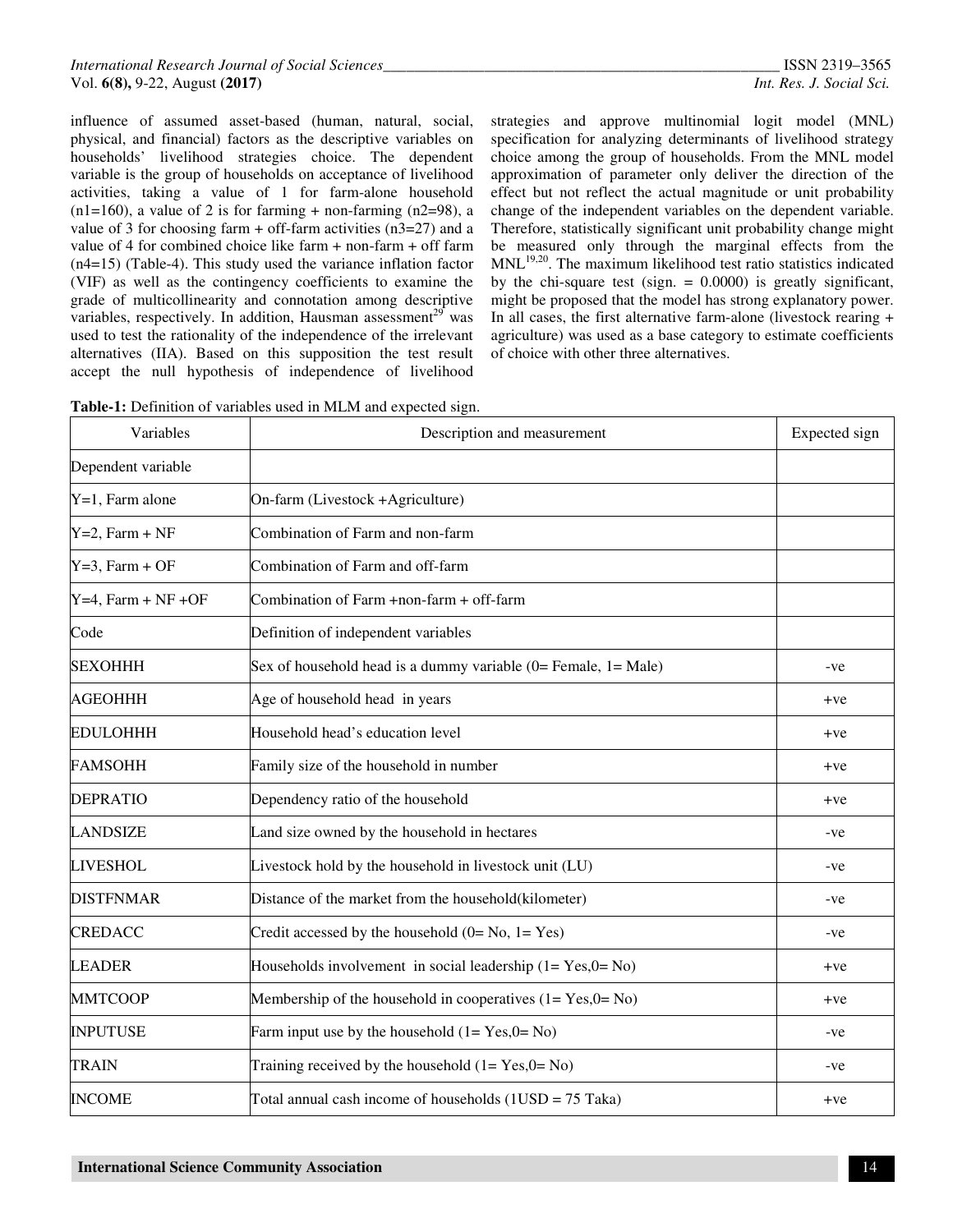influence of assumed asset-based (human, natural, social, physical, and financial) factors as the descriptive variables on households' livelihood strategies choice. The dependent variable is the group of households on acceptance of livelihood activities, taking a value of 1 for farm-alone household ($n1=160$), a value of 2 is for farming + non-farming ($n2=98$), a value of 3 for choosing farm + off-farm activities ($n3=27$) and a value of 4 for combined choice like farm + non-farm + off farm ($n4=15$) (Table-4). This study used the variance inflation factor (VIF) as well as the contingency coefficients to examine the grade of multicollinearity and connotation among descriptive variables, respectively. In addition, Hausman assessment[29] was used to test the rationality of the independence of the irrelevant alternatives (IIA). Based on this supposition the test result accept the null hypothesis of independence of livelihood strategies and approve multinomial logit model (MNL) specification for analyzing determinants of livelihood strategy choice among the group of households. From the MNL model approximation of parameter only deliver the direction of the effect but not reflect the actual magnitude or unit probability change of the independent variables on the dependent variable. Therefore, statistically significant unit probability change might be measured only through the marginal effects from the MNL[19,20]. The maximum likelihood test ratio statistics indicated by the chi-square test (sign. = 0.0000) is greatly significant, might be proposed that the model has strong explanatory power. In all cases, the first alternative farm-alone (livestock rearing + agriculture) was used as a base category to estimate coefficients of choice with other three alternatives.

**Table-1:** Definition of variables used in MLM and expected sign.

| Variables | Description and measurement | Expected sign |
|---|---|---|
| Dependent variable | | |
| Y=1, Farm alone | On-farm (Livestock +Agriculture) | |
| Y=2, Farm + NF | Combination of Farm and non-farm | |
| Y=3, Farm + OF | Combination of Farm and off-farm | |
| Y=4, Farm + NF +OF | Combination of Farm +non-farm + off-farm | |
| Code | Definition of independent variables | |
| SEXOHHH | Sex of household head is a dummy variable (0= Female, 1= Male) | -ve |
| AGEOHHH | Age of household head in years | +ve |
| EDULOHHH | Household head's education level | +ve |
| FAMSOHH | Family size of the household in number | +ve |
| DEPRATIO | Dependency ratio of the household | +ve |
| LANDSIZE | Land size owned by the household in hectares | -ve |
| LIVESHOL | Livestock hold by the household in livestock unit (LU) | -ve |
| DISTFNMAR | Distance of the market from the household(kilometer) | -ve |
| CREDACC | Credit accessed by the household (0= No, 1= Yes) | -ve |
| LEADER | Households involvement in social leadership (1= Yes,0= No) | +ve |
| MMTCOOP | Membership of the household in cooperatives (1= Yes,0= No) | +ve |
| INPUTUSE | Farm input use by the household (1= Yes,0= No) | -ve |
| TRAIN | Training received by the household (1= Yes,0= No) | -ve |
| INCOME | Total annual cash income of households (1USD = 75 Taka) | +ve |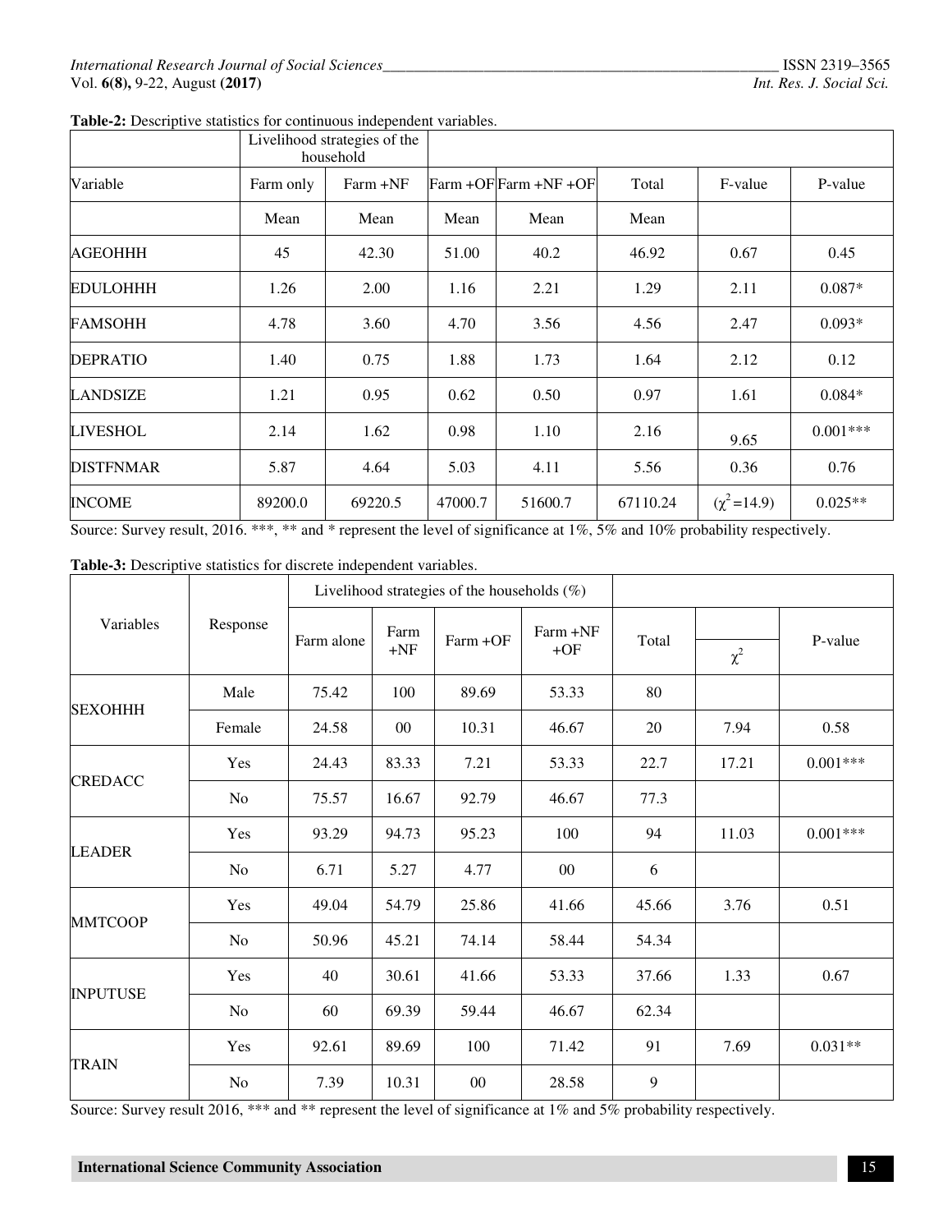**Table-2:** Descriptive statistics for continuous independent variables.

| | Livelihood strategies of the household | | | | | | |
|---|---|---|---|---|---|---|---|
| Variable | Farm only | Farm +NF | Farm +OF | Farm +NF +OF | Total | F-value | P-value |
| | Mean | Mean | Mean | Mean | Mean | | |
| AGEOHHH | 45 | 42.30 | 51.00 | 40.2 | 46.92 | 0.67 | 0.45 |
| EDULOHHH | 1.26 | 2.00 | 1.16 | 2.21 | 1.29 | 2.11 | 0.087* |
| FAMSOHH | 4.78 | 3.60 | 4.70 | 3.56 | 4.56 | 2.47 | 0.093* |
| DEPRATIO | 1.40 | 0.75 | 1.88 | 1.73 | 1.64 | 2.12 | 0.12 |
| LANDSIZE | 1.21 | 0.95 | 0.62 | 0.50 | 0.97 | 1.61 | 0.084* |
| LIVESHOL | 2.14 | 1.62 | 0.98 | 1.10 | 2.16 | 9.65 | 0.001*** |
| DISTFNMAR | 5.87 | 4.64 | 5.03 | 4.11 | 5.56 | 0.36 | 0.76 |
| INCOME | 89200.0 | 69220.5 | 47000.7 | 51600.7 | 67110.24 | ($\chi^2$=14.9) | 0.025** |

Source: Survey result, 2016. ***, ** and * represent the level of significance at 1%, 5% and 10% probability respectively.

**Table-3:** Descriptive statistics for discrete independent variables.

| Variables | Response | Livelihood strategies of the households (%) | | | | | | |
|---|---|---|---|---|---|---|---|---|
| | | Farm alone | Farm +NF | Farm +OF | Farm +NF +OF | Total | $\chi^2$ | P-value |
| SEXOHHH | Male | 75.42 | 100 | 89.69 | 53.33 | 80 | | |
| | Female | 24.58 | 00 | 10.31 | 46.67 | 20 | 7.94 | 0.58 |
| CREDACC | Yes | 24.43 | 83.33 | 7.21 | 53.33 | 22.7 | 17.21 | 0.001*** |
| | No | 75.57 | 16.67 | 92.79 | 46.67 | 77.3 | | |
| LEADER | Yes | 93.29 | 94.73 | 95.23 | 100 | 94 | 11.03 | 0.001*** |
| | No | 6.71 | 5.27 | 4.77 | 00 | 6 | | |
| MMTCOOP | Yes | 49.04 | 54.79 | 25.86 | 41.66 | 45.66 | 3.76 | 0.51 |
| | No | 50.96 | 45.21 | 74.14 | 58.44 | 54.34 | | |
| INPUTUSE | Yes | 40 | 30.61 | 41.66 | 53.33 | 37.66 | 1.33 | 0.67 |
| | No | 60 | 69.39 | 59.44 | 46.67 | 62.34 | | |
| TRAIN | Yes | 92.61 | 89.69 | 100 | 71.42 | 91 | 7.69 | 0.031** |
| | No | 7.39 | 10.31 | 00 | 28.58 | 9 | | |

Source: Survey result 2016, *** and ** represent the level of significance at 1% and 5% probability respectively.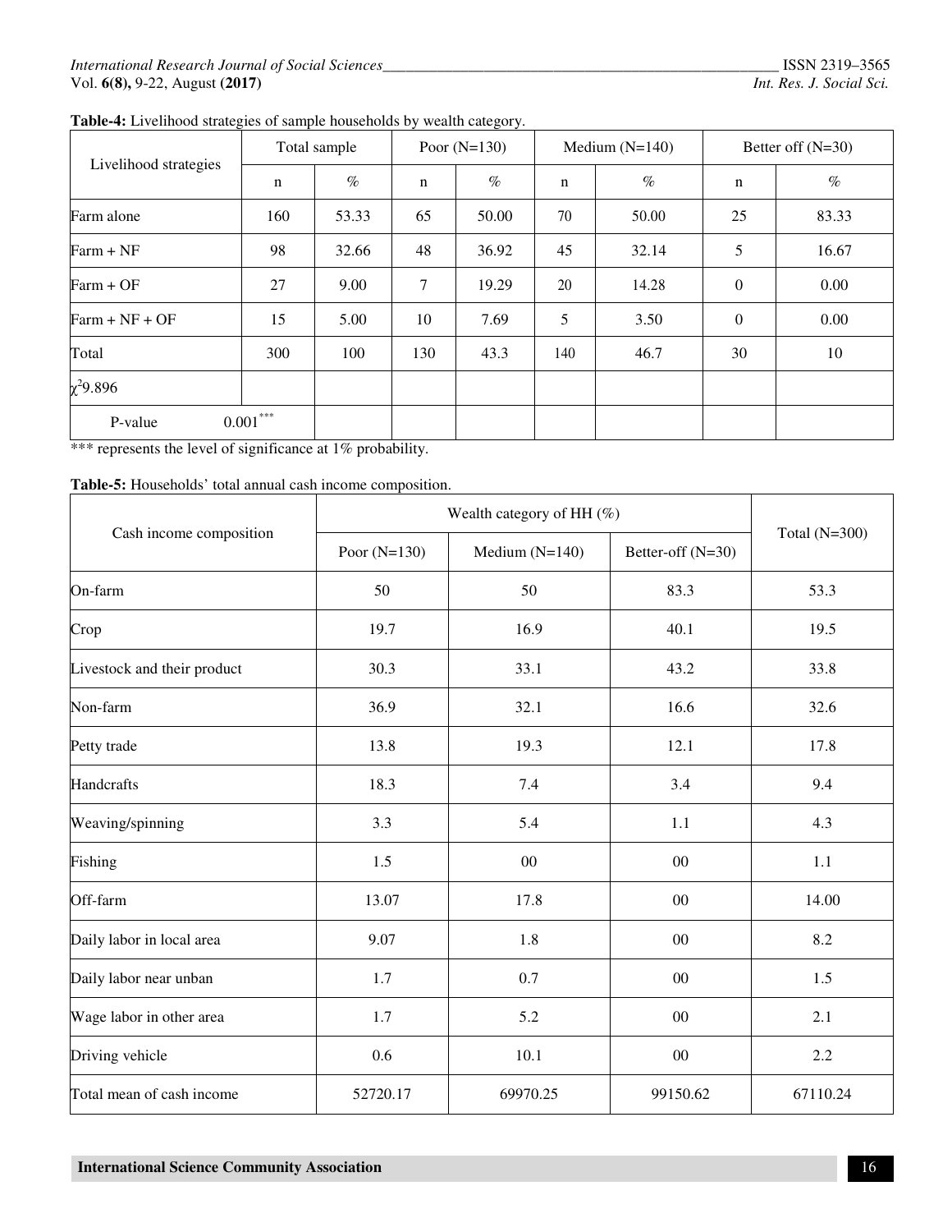**Table-4:** Livelihood strategies of sample households by wealth category.

| Livelihood strategies | Total sample | | Poor (N=130) | | Medium (N=140) | | Better off (N=30) | |
|---|---|---|---|---|---|---|---|---|
| | n | % | n | % | n | % | n | % |
| Farm alone | 160 | 53.33 | 65 | 50.00 | 70 | 50.00 | 25 | 83.33 |
| Farm + NF | 98 | 32.66 | 48 | 36.92 | 45 | 32.14 | 5 | 16.67 |
| Farm + OF | 27 | 9.00 | 7 | 19.29 | 20 | 14.28 | 0 | 0.00 |
| Farm + NF + OF | 15 | 5.00 | 10 | 7.69 | 5 | 3.50 | 0 | 0.00 |
| Total | 300 | 100 | 130 | 43.3 | 140 | 46.7 | 30 | 10 |
| $\chi^2$9.896 | | | | | | | | |
| P-value 0.001*** | | | | | | | | |

*** represents the level of significance at 1% probability.

**Table-5:** Households' total annual cash income composition.

| Cash income composition | Wealth category of HH (%) | | | Total (N=300) |
|---|---|---|---|---|
| | Poor (N=130) | Medium (N=140) | Better-off (N=30) | |
| On-farm | 50 | 50 | 83.3 | 53.3 |
| Crop | 19.7 | 16.9 | 40.1 | 19.5 |
| Livestock and their product | 30.3 | 33.1 | 43.2 | 33.8 |
| Non-farm | 36.9 | 32.1 | 16.6 | 32.6 |
| Petty trade | 13.8 | 19.3 | 12.1 | 17.8 |
| Handcrafts | 18.3 | 7.4 | 3.4 | 9.4 |
| Weaving/spinning | 3.3 | 5.4 | 1.1 | 4.3 |
| Fishing | 1.5 | 00 | 00 | 1.1 |
| Off-farm | 13.07 | 17.8 | 00 | 14.00 |
| Daily labor in local area | 9.07 | 1.8 | 00 | 8.2 |
| Daily labor near unban | 1.7 | 0.7 | 00 | 1.5 |
| Wage labor in other area | 1.7 | 5.2 | 00 | 2.1 |
| Driving vehicle | 0.6 | 10.1 | 00 | 2.2 |
| Total mean of cash income | 52720.17 | 69970.25 | 99150.62 | 67110.24 |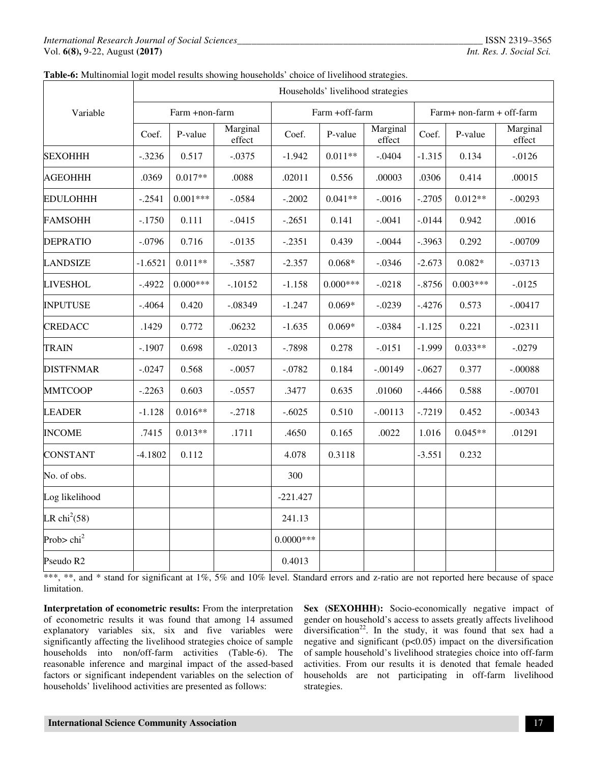**Table-6:** Multinomial logit model results showing households' choice of livelihood strategies.

| Variable | Households' livelihood strategies | | | | | | | | |
|---|---|---|---|---|---|---|---|---|---|
| | Farm +non-farm | | | Farm +off-farm | | | Farm+ non-farm + off-farm | | |
| | Coef. | P-value | Marginal effect | Coef. | P-value | Marginal effect | Coef. | P-value | Marginal effect |
| SEXOHHH | -.3236 | 0.517 | -.0375 | -1.942 | 0.011** | -.0404 | -1.315 | 0.134 | -.0126 |
| AGEOHHH | .0369 | 0.017** | .0088 | .02011 | 0.556 | .00003 | .0306 | 0.414 | .00015 |
| EDULOHHH | -.2541 | 0.001*** | -.0584 | -.2002 | 0.041** | -.0016 | -.2705 | 0.012** | -.00293 |
| FAMSOHH | -.1750 | 0.111 | -.0415 | -.2651 | 0.141 | -.0041 | -.0144 | 0.942 | .0016 |
| DEPRATIO | -.0796 | 0.716 | -.0135 | -.2351 | 0.439 | -.0044 | -.3963 | 0.292 | -.00709 |
| LANDSIZE | -1.6521 | 0.011** | -.3587 | -2.357 | 0.068* | -.0346 | -2.673 | 0.082* | -.03713 |
| LIVESHOL | -.4922 | 0.000*** | -.10152 | -1.158 | 0.000*** | -.0218 | -.8756 | 0.003*** | -.0125 |
| INPUTUSE | -.4064 | 0.420 | -.08349 | -1.247 | 0.069* | -.0239 | -.4276 | 0.573 | -.00417 |
| CREDACC | .1429 | 0.772 | .06232 | -1.635 | 0.069* | -.0384 | -1.125 | 0.221 | -.02311 |
| TRAIN | -.1907 | 0.698 | -.02013 | -.7898 | 0.278 | -.0151 | -1.999 | 0.033** | -.0279 |
| DISTFNMAR | -.0247 | 0.568 | -.0057 | -.0782 | 0.184 | -.00149 | -.0627 | 0.377 | -.00088 |
| MMTCOOP | -.2263 | 0.603 | -.0557 | .3477 | 0.635 | .01060 | -.4466 | 0.588 | -.00701 |
| LEADER | -1.128 | 0.016** | -.2718 | -.6025 | 0.510 | -.00113 | -.7219 | 0.452 | -.00343 |
| INCOME | .7415 | 0.013** | .1711 | .4650 | 0.165 | .0022 | 1.016 | 0.045** | .01291 |
| CONSTANT | -4.1802 | 0.112 | | 4.078 | 0.3118 | | -3.551 | 0.232 | |
| No. of obs. | | | | 300 | | | | | |
| Log likelihood | | | | -221.427 | | | | | |
| LR $chi^2(58)$ | | | | 241.13 | | | | | |
| Prob> $chi^2$ | | | | 0.0000*** | | | | | |
| Pseudo R2 | | | | 0.4013 | | | | | |

***, **, and * stand for significant at 1%, 5% and 10% level. Standard errors and z-ratio are not reported here because of space limitation.

**Interpretation of econometric results:** From the interpretation of econometric results it was found that among 14 assumed explanatory variables six, six and five variables were significantly affecting the livelihood strategies choice of sample households into non/off-farm activities (Table-6). The reasonable inference and marginal impact of the assed-based factors or significant independent variables on the selection of households' livelihood activities are presented as follows:

**Sex (SEXOHHH):** Socio-economically negative impact of gender on household's access to assets greatly affects livelihood diversification[22]. In the study, it was found that sex had a negative and significant ($p<0.05$) impact on the diversification of sample household's livelihood strategies choice into off-farm activities. From our results it is denoted that female headed households are not participating in off-farm livelihood strategies.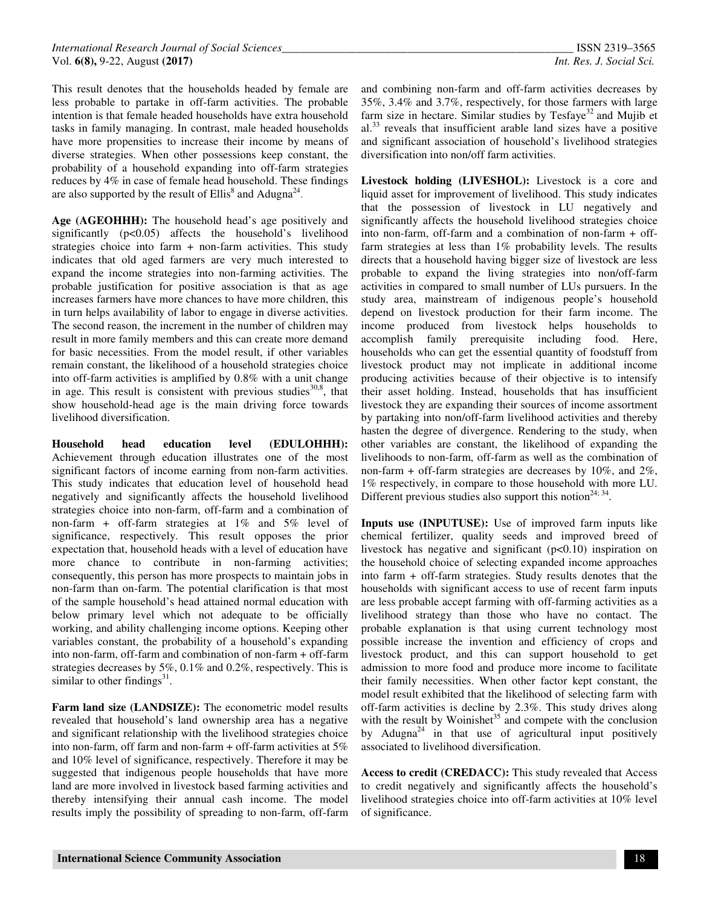This result denotes that the households headed by female are less probable to partake in off-farm activities. The probable intention is that female headed households have extra household tasks in family managing. In contrast, male headed households have more propensities to increase their income by means of diverse strategies. When other possessions keep constant, the probability of a household expanding into off-farm strategies reduces by 4% in case of female head household. These findings are also supported by the result of Ellis[8] and Adugna[24].

**Age (AGEOHHH):** The household head's age positively and significantly ($p<0.05$) affects the household's livelihood strategies choice into farm + non-farm activities. This study indicates that old aged farmers are very much interested to expand the income strategies into non-farming activities. The probable justification for positive association is that as age increases farmers have more chances to have more children, this in turn helps availability of labor to engage in diverse activities. The second reason, the increment in the number of children may result in more family members and this can create more demand for basic necessities. From the model result, if other variables remain constant, the likelihood of a household strategies choice into off-farm activities is amplified by 0.8% with a unit change in age. This result is consistent with previous studies[30,8], that show household-head age is the main driving force towards livelihood diversification.

**Household head education level (EDULOHHH):** Achievement through education illustrates one of the most significant factors of income earning from non-farm activities. This study indicates that education level of household head negatively and significantly affects the household livelihood strategies choice into non-farm, off-farm and a combination of non-farm + off-farm strategies at 1% and 5% level of significance, respectively. This result opposes the prior expectation that, household heads with a level of education have more chance to contribute in non-farming activities; consequently, this person has more prospects to maintain jobs in non-farm than on-farm. The potential clarification is that most of the sample household's head attained normal education with below primary level which not adequate to be officially working, and ability challenging income options. Keeping other variables constant, the probability of a household's expanding into non-farm, off-farm and combination of non-farm + off-farm strategies decreases by 5%, 0.1% and 0.2%, respectively. This is similar to other findings[31].

**Farm land size (LANDSIZE):** The econometric model results revealed that household's land ownership area has a negative and significant relationship with the livelihood strategies choice into non-farm, off farm and non-farm + off-farm activities at 5% and 10% level of significance, respectively. Therefore it may be suggested that indigenous people households that have more land are more involved in livestock based farming activities and thereby intensifying their annual cash income. The model results imply the possibility of spreading to non-farm, off-farm and combining non-farm and off-farm activities decreases by 35%, 3.4% and 3.7%, respectively, for those farmers with large farm size in hectare. Similar studies by Tesfaye[32] and Mujib et al.[33] reveals that insufficient arable land sizes have a positive and significant association of household's livelihood strategies diversification into non/off farm activities.

**Livestock holding (LIVESHOL):** Livestock is a core and liquid asset for improvement of livelihood. This study indicates that the possession of livestock in LU negatively and significantly affects the household livelihood strategies choice into non-farm, off-farm and a combination of non-farm + off-farm strategies at less than 1% probability levels. The results directs that a household having bigger size of livestock are less probable to expand the living strategies into non/off-farm activities in compared to small number of LUs pursuers. In the study area, mainstream of indigenous people's household depend on livestock production for their farm income. The income produced from livestock helps households to accomplish family prerequisite including food. Here, households who can get the essential quantity of foodstuff from livestock product may not implicate in additional income producing activities because of their objective is to intensify their asset holding. Instead, households that has insufficient livestock they are expanding their sources of income assortment by partaking into non/off-farm livelihood activities and thereby hasten the degree of divergence. Rendering to the study, when other variables are constant, the likelihood of expanding the livelihoods to non-farm, off-farm as well as the combination of non-farm + off-farm strategies are decreases by 10%, and 2%, 1% respectively, in compare to those household with more LU. Different previous studies also support this notion[24; 34].

**Inputs use (INPUTUSE):** Use of improved farm inputs like chemical fertilizer, quality seeds and improved breed of livestock has negative and significant ($p<0.10$) inspiration on the household choice of selecting expanded income approaches into farm + off-farm strategies. Study results denotes that the households with significant access to use of recent farm inputs are less probable accept farming with off-farming activities as a livelihood strategy than those who have no contact. The probable explanation is that using current technology most possible increase the invention and efficiency of crops and livestock product, and this can support household to get admission to more food and produce more income to facilitate their family necessities. When other factor kept constant, the model result exhibited that the likelihood of selecting farm with off-farm activities is decline by 2.3%. This study drives along with the result by Woinishet[35] and compete with the conclusion by Adugna[24] in that use of agricultural input positively associated to livelihood diversification.

**Access to credit (CREDACC):** This study revealed that Access to credit negatively and significantly affects the household's livelihood strategies choice into off-farm activities at 10% level of significance.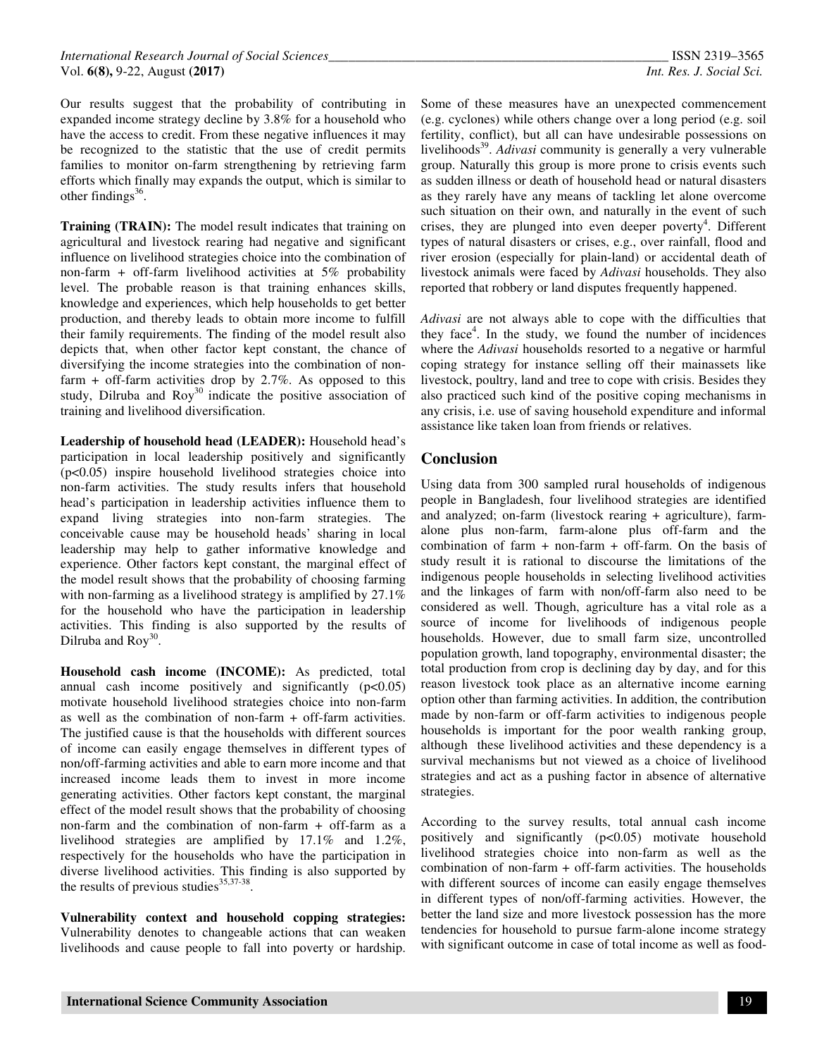Our results suggest that the probability of contributing in expanded income strategy decline by 3.8% for a household who have the access to credit. From these negative influences it may be recognized to the statistic that the use of credit permits families to monitor on-farm strengthening by retrieving farm efforts which finally may expands the output, which is similar to other findings[36].

**Training (TRAIN):** The model result indicates that training on agricultural and livestock rearing had negative and significant influence on livelihood strategies choice into the combination of non-farm + off-farm livelihood activities at 5% probability level. The probable reason is that training enhances skills, knowledge and experiences, which help households to get better production, and thereby leads to obtain more income to fulfill their family requirements. The finding of the model result also depicts that, when other factor kept constant, the chance of diversifying the income strategies into the combination of non-farm + off-farm activities drop by 2.7%. As opposed to this study, Dilruba and Roy[30] indicate the positive association of training and livelihood diversification.

**Leadership of household head (LEADER):** Household head's participation in local leadership positively and significantly ($p<0.05$) inspire household livelihood strategies choice into non-farm activities. The study results infers that household head's participation in leadership activities influence them to expand living strategies into non-farm strategies. The conceivable cause may be household heads' sharing in local leadership may help to gather informative knowledge and experience. Other factors kept constant, the marginal effect of the model result shows that the probability of choosing farming with non-farming as a livelihood strategy is amplified by 27.1% for the household who have the participation in leadership activities. This finding is also supported by the results of Dilruba and Roy[30].

**Household cash income (INCOME):** As predicted, total annual cash income positively and significantly ($p<0.05$) motivate household livelihood strategies choice into non-farm as well as the combination of non-farm + off-farm activities. The justified cause is that the households with different sources of income can easily engage themselves in different types of non/off-farming activities and able to earn more income and that increased income leads them to invest in more income generating activities. Other factors kept constant, the marginal effect of the model result shows that the probability of choosing non-farm and the combination of non-farm + off-farm as a livelihood strategies are amplified by 17.1% and 1.2%, respectively for the households who have the participation in diverse livelihood activities. This finding is also supported by the results of previous studies[35,37-38].

**Vulnerability context and household copping strategies:** Vulnerability denotes to changeable actions that can weaken livelihoods and cause people to fall into poverty or hardship. Some of these measures have an unexpected commencement (e.g. cyclones) while others change over a long period (e.g. soil fertility, conflict), but all can have undesirable possessions on livelihoods[39]. *Adivasi* community is generally a very vulnerable group. Naturally this group is more prone to crisis events such as sudden illness or death of household head or natural disasters as they rarely have any means of tackling let alone overcome such situation on their own, and naturally in the event of such crises, they are plunged into even deeper poverty[4]. Different types of natural disasters or crises, e.g., over rainfall, flood and river erosion (especially for plain-land) or accidental death of livestock animals were faced by *Adivasi* households. They also reported that robbery or land disputes frequently happened.

*Adivasi* are not always able to cope with the difficulties that they face[4]. In the study, we found the number of incidences where the *Adivasi* households resorted to a negative or harmful coping strategy for instance selling off their mainassets like livestock, poultry, land and tree to cope with crisis. Besides they also practiced such kind of the positive coping mechanisms in any crisis, i.e. use of saving household expenditure and informal assistance like taken loan from friends or relatives.

## Conclusion

Using data from 300 sampled rural households of indigenous people in Bangladesh, four livelihood strategies are identified and analyzed; on-farm (livestock rearing + agriculture), farm-alone plus non-farm, farm-alone plus off-farm and the combination of farm + non-farm + off-farm. On the basis of study result it is rational to discourse the limitations of the indigenous people households in selecting livelihood activities and the linkages of farm with non/off-farm also need to be considered as well. Though, agriculture has a vital role as a source of income for livelihoods of indigenous people households. However, due to small farm size, uncontrolled population growth, land topography, environmental disaster; the total production from crop is declining day by day, and for this reason livestock took place as an alternative income earning option other than farming activities. In addition, the contribution made by non-farm or off-farm activities to indigenous people households is important for the poor wealth ranking group, although these livelihood activities and these dependency is a survival mechanisms but not viewed as a choice of livelihood strategies and act as a pushing factor in absence of alternative strategies.

According to the survey results, total annual cash income positively and significantly ($p<0.05$) motivate household livelihood strategies choice into non-farm as well as the combination of non-farm + off-farm activities. The households with different sources of income can easily engage themselves in different types of non/off-farming activities. However, the better the land size and more livestock possession has the more tendencies for household to pursue farm-alone income strategy with significant outcome in case of total income as well as food-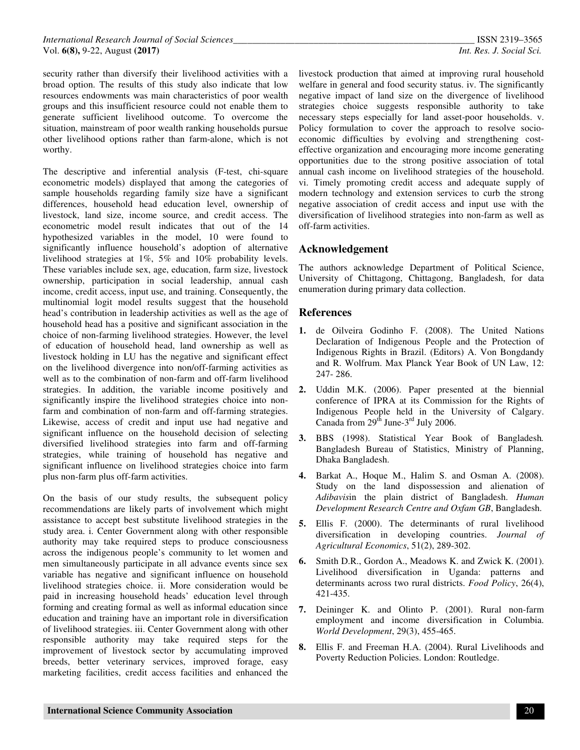security rather than diversify their livelihood activities with a broad option. The results of this study also indicate that low resources endowments was main characteristics of poor wealth groups and this insufficient resource could not enable them to generate sufficient livelihood outcome. To overcome the situation, mainstream of poor wealth ranking households pursue other livelihood options rather than farm-alone, which is not worthy.

The descriptive and inferential analysis (F-test, chi-square econometric models) displayed that among the categories of sample households regarding family size have a significant differences, household head education level, ownership of livestock, land size, income source, and credit access. The econometric model result indicates that out of the 14 hypothesized variables in the model, 10 were found to significantly influence household's adoption of alternative livelihood strategies at 1%, 5% and 10% probability levels. These variables include sex, age, education, farm size, livestock ownership, participation in social leadership, annual cash income, credit access, input use, and training. Consequently, the multinomial logit model results suggest that the household head's contribution in leadership activities as well as the age of household head has a positive and significant association in the choice of non-farming livelihood strategies. However, the level of education of household head, land ownership as well as livestock holding in LU has the negative and significant effect on the livelihood divergence into non/off-farming activities as well as to the combination of non-farm and off-farm livelihood strategies. In addition, the variable income positively and significantly inspire the livelihood strategies choice into non-farm and combination of non-farm and off-farming strategies. Likewise, access of credit and input use had negative and significant influence on the household decision of selecting diversified livelihood strategies into farm and off-farming strategies, while training of household has negative and significant influence on livelihood strategies choice into farm plus non-farm plus off-farm activities.

On the basis of our study results, the subsequent policy recommendations are likely parts of involvement which might assistance to accept best substitute livelihood strategies in the study area. i. Center Government along with other responsible authority may take required steps to produce consciousness across the indigenous people's community to let women and men simultaneously participate in all advance events since sex variable has negative and significant influence on household livelihood strategies choice. ii. More consideration would be paid in increasing household heads' education level through forming and creating formal as well as informal education since education and training have an important role in diversification of livelihood strategies. iii. Center Government along with other responsible authority may take required steps for the improvement of livestock sector by accumulating improved breeds, better veterinary services, improved forage, easy marketing facilities, credit access facilities and enhanced the livestock production that aimed at improving rural household welfare in general and food security status. iv. The significantly negative impact of land size on the divergence of livelihood strategies choice suggests responsible authority to take necessary steps especially for land asset-poor households. v. Policy formulation to cover the approach to resolve socio-economic difficulties by evolving and strengthening cost-effective organization and encouraging more income generating opportunities due to the strong positive association of total annual cash income on livelihood strategies of the household. vi. Timely promoting credit access and adequate supply of modern technology and extension services to curb the strong negative association of credit access and input use with the diversification of livelihood strategies into non-farm as well as off-farm activities.

## Acknowledgement

The authors acknowledge Department of Political Science, University of Chittagong, Chittagong, Bangladesh, for data enumeration during primary data collection.

## References

1. de Oilveira Godinho F. (2008). The United Nations Declaration of Indigenous People and the Protection of Indigenous Rights in Brazil. (Editors) A. Von Bongdandy and R. Wolfrum. Max Planck Year Book of UN Law, 12: 247- 286.
2. Uddin M.K. (2006). Paper presented at the biennial conference of IPRA at its Commission for the Rights of Indigenous People held in the University of Calgary. Canada from 29th June-3rd July 2006.
3. BBS (1998). Statistical Year Book of Bangladesh. Bangladesh Bureau of Statistics, Ministry of Planning, Dhaka Bangladesh.
4. Barkat A., Hoque M., Halim S. and Osman A. (2008). Study on the land dispossession and alienation of *Adibavis*in the plain district of Bangladesh. *Human Development Research Centre and Oxfam GB*, Bangladesh.
5. Ellis F. (2000). The determinants of rural livelihood diversification in developing countries. *Journal of Agricultural Economics*, 51(2), 289-302.
6. Smith D.R., Gordon A., Meadows K. and Zwick K. (2001). Livelihood diversification in Uganda: patterns and determinants across two rural districts. *Food Policy*, 26(4), 421-435.
7. Deininger K. and Olinto P. (2001). Rural non-farm employment and income diversification in Columbia. *World Development*, 29(3), 455-465.
8. Ellis F. and Freeman H.A. (2004). Rural Livelihoods and Poverty Reduction Policies. London: Routledge.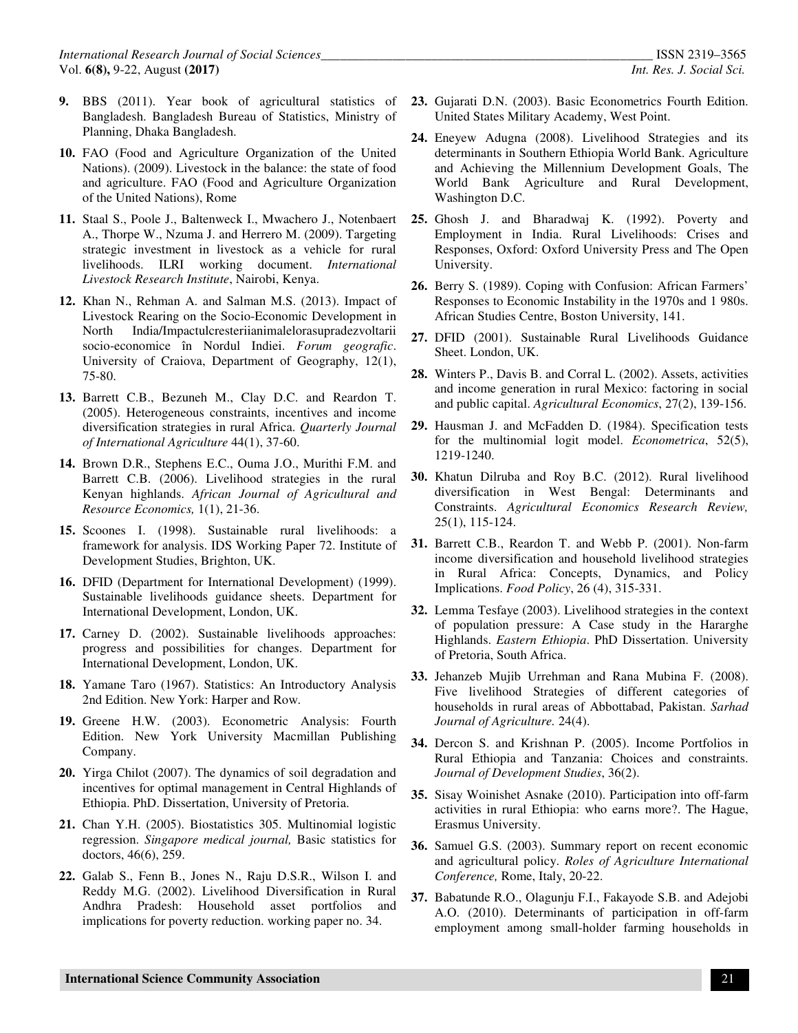**9.** BBS (2011). Year book of agricultural statistics of Bangladesh. Bangladesh Bureau of Statistics, Ministry of Planning, Dhaka Bangladesh.

**10.** FAO (Food and Agriculture Organization of the United Nations). (2009). Livestock in the balance: the state of food and agriculture. FAO (Food and Agriculture Organization of the United Nations), Rome

**11.** Staal S., Poole J., Baltenweck I., Mwachero J., Notenbaert A., Thorpe W., Nzuma J. and Herrero M. (2009). Targeting strategic investment in livestock as a vehicle for rural livelihoods. ILRI working document. *International Livestock Research Institute*, Nairobi, Kenya.

**12.** Khan N., Rehman A. and Salman M.S. (2013). Impact of Livestock Rearing on the Socio-Economic Development in North India/Impactulcresteriianimalelorasupradezvoltarii socio-economice în Nordul Indiei. *Forum geografic*. University of Craiova, Department of Geography, 12(1), 75-80.

**13.** Barrett C.B., Bezuneh M., Clay D.C. and Reardon T. (2005). Heterogeneous constraints, incentives and income diversification strategies in rural Africa. *Quarterly Journal of International Agriculture* 44(1), 37-60.

**14.** Brown D.R., Stephens E.C., Ouma J.O., Murithi F.M. and Barrett C.B. (2006). Livelihood strategies in the rural Kenyan highlands. *African Journal of Agricultural and Resource Economics,* 1(1), 21-36.

**15.** Scoones I. (1998). Sustainable rural livelihoods: a framework for analysis. IDS Working Paper 72. Institute of Development Studies, Brighton, UK.

**16.** DFID (Department for International Development) (1999). Sustainable livelihoods guidance sheets. Department for International Development, London, UK.

**17.** Carney D. (2002). Sustainable livelihoods approaches: progress and possibilities for changes. Department for International Development, London, UK.

**18.** Yamane Taro (1967). Statistics: An Introductory Analysis 2nd Edition. New York: Harper and Row.

**19.** Greene H.W. (2003). Econometric Analysis: Fourth Edition. New York University Macmillan Publishing Company.

**20.** Yirga Chilot (2007). The dynamics of soil degradation and incentives for optimal management in Central Highlands of Ethiopia. PhD. Dissertation, University of Pretoria.

**21.** Chan Y.H. (2005). Biostatistics 305. Multinomial logistic regression. *Singapore medical journal,* Basic statistics for doctors, 46(6), 259.

**22.** Galab S., Fenn B., Jones N., Raju D.S.R., Wilson I. and Reddy M.G. (2002). Livelihood Diversification in Rural Andhra Pradesh: Household asset portfolios and implications for poverty reduction. working paper no. 34.

**23.** Gujarati D.N. (2003). Basic Econometrics Fourth Edition. United States Military Academy, West Point.

**24.** Eneyew Adugna (2008). Livelihood Strategies and its determinants in Southern Ethiopia World Bank. Agriculture and Achieving the Millennium Development Goals, The World Bank Agriculture and Rural Development, Washington D.C.

**25.** Ghosh J. and Bharadwaj K. (1992). Poverty and Employment in India. Rural Livelihoods: Crises and Responses, Oxford: Oxford University Press and The Open University.

**26.** Berry S. (1989). Coping with Confusion: African Farmers' Responses to Economic Instability in the 1970s and 1 980s. African Studies Centre, Boston University, 141.

**27.** DFID (2001). Sustainable Rural Livelihoods Guidance Sheet. London, UK.

**28.** Winters P., Davis B. and Corral L. (2002). Assets, activities and income generation in rural Mexico: factoring in social and public capital. *Agricultural Economics*, 27(2), 139-156.

**29.** Hausman J. and McFadden D. (1984). Specification tests for the multinomial logit model. *Econometrica*, 52(5), 1219-1240.

**30.** Khatun Dilruba and Roy B.C. (2012). Rural livelihood diversification in West Bengal: Determinants and Constraints. *Agricultural Economics Research Review,* 25(1), 115-124.

**31.** Barrett C.B., Reardon T. and Webb P. (2001). Non-farm income diversification and household livelihood strategies in Rural Africa: Concepts, Dynamics, and Policy Implications. *Food Policy*, 26 (4), 315-331.

**32.** Lemma Tesfaye (2003). Livelihood strategies in the context of population pressure: A Case study in the Hararghe Highlands. *Eastern Ethiopia*. PhD Dissertation. University of Pretoria, South Africa.

**33.** Jehanzeb Mujib Urrehman and Rana Mubina F. (2008). Five livelihood Strategies of different categories of households in rural areas of Abbottabad, Pakistan. *Sarhad Journal of Agriculture.* 24(4).

**34.** Dercon S. and Krishnan P. (2005). Income Portfolios in Rural Ethiopia and Tanzania: Choices and constraints. *Journal of Development Studies*, 36(2).

**35.** Sisay Woinishet Asnake (2010). Participation into off-farm activities in rural Ethiopia: who earns more?. The Hague, Erasmus University.

**36.** Samuel G.S. (2003). Summary report on recent economic and agricultural policy. *Roles of Agriculture International Conference,* Rome, Italy, 20-22.

**37.** Babatunde R.O., Olagunju F.I., Fakayode S.B. and Adejobi A.O. (2010). Determinants of participation in off-farm employment among small-holder farming households in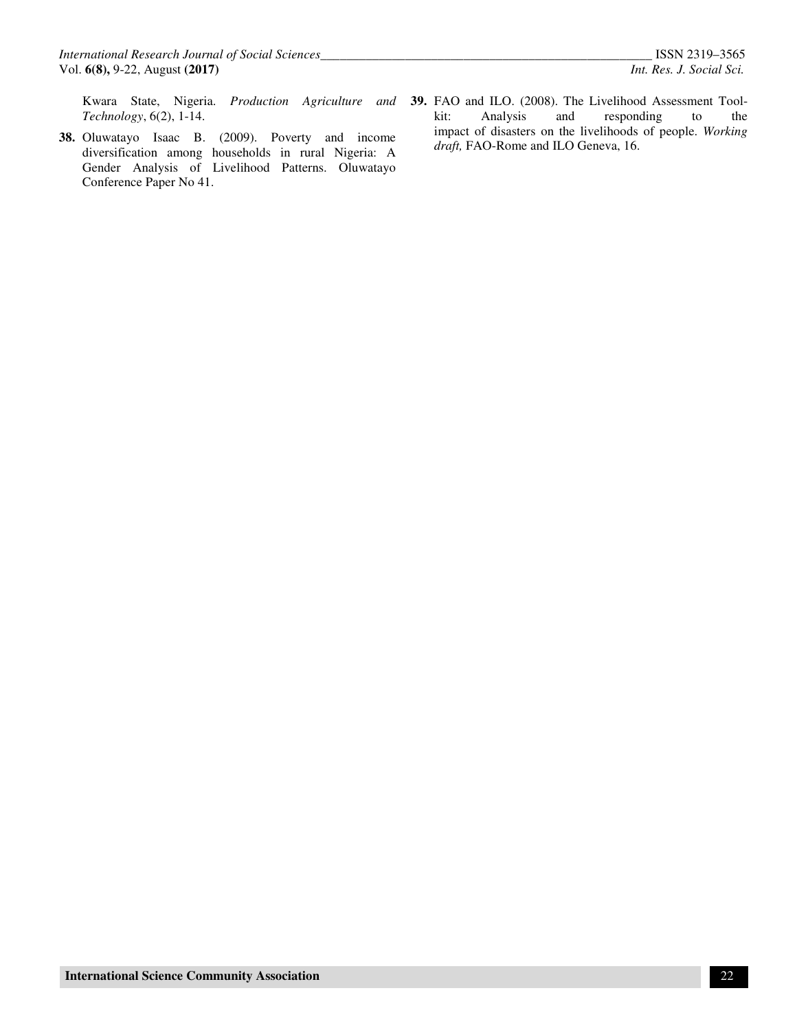Kwara State, Nigeria. *Production Agriculture and Technology*, 6(2), 1-14.

**38.** Oluwatayo Isaac B. (2009). Poverty and income diversification among households in rural Nigeria: A Gender Analysis of Livelihood Patterns. Oluwatayo Conference Paper No 41.

**39.** FAO and ILO. (2008). The Livelihood Assessment Tool-kit: Analysis and responding to the impact of disasters on the livelihoods of people. *Working draft,* FAO-Rome and ILO Geneva, 16.